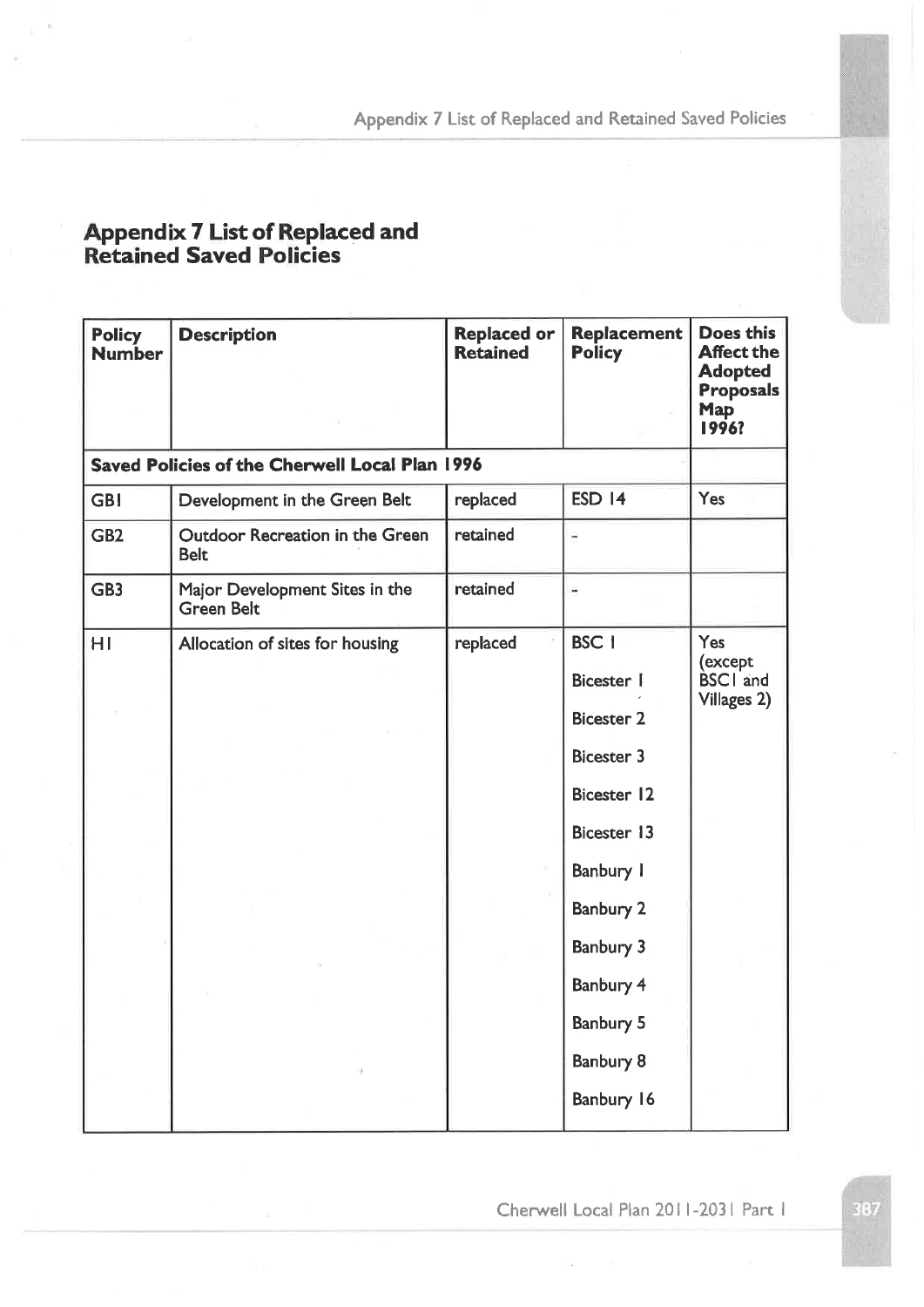# Appendix 7 List of Replaced and Retained Saved Policies

| Policy Number | Description | Replaced or Retained | Replacement Policy | Does this Affect the Adopted Proposals Map 1996? |
|---|---|---|---|---|
| **Saved Policies of the Cherwell Local Plan 1996** | | | | |
| GB1 | Development in the Green Belt | replaced | ESD 14 | Yes |
| GB2 | Outdoor Recreation in the Green Belt | retained | - | |
| GB3 | Major Development Sites in the Green Belt | retained | - | |
| H1 | Allocation of sites for housing | replaced | BSC 1<br>Bicester 1<br>Bicester 2<br>Bicester 3<br>Bicester 12<br>Bicester 13<br>Banbury 1<br>Banbury 2<br>Banbury 3<br>Banbury 4<br>Banbury 5<br>Banbury 8<br>Banbury 16 | Yes (except BSC1 and Villages 2) |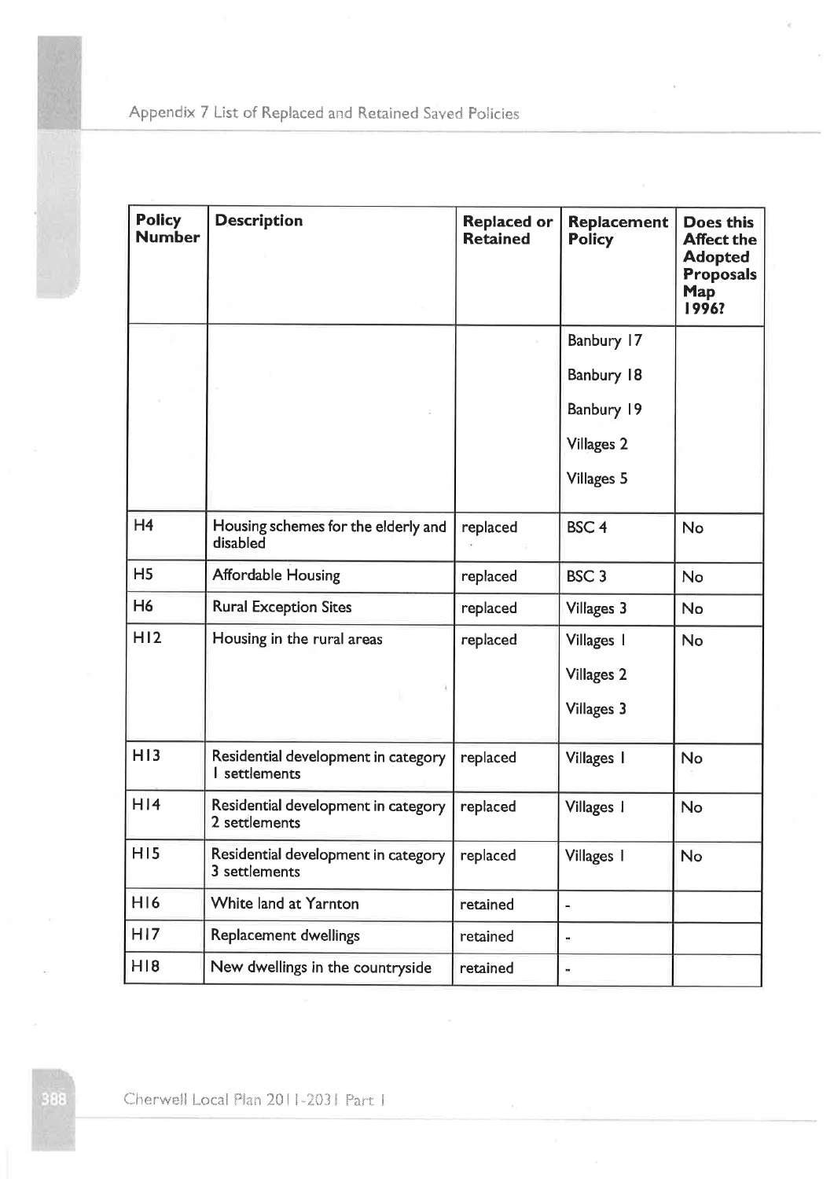| Policy Number | Description | Replaced or Retained | Replacement Policy | Does this Affect the Adopted Proposals Map 1996? |
|---|---|---|---|---|
| | | | Banbury 17<br>Banbury 18<br>Banbury 19<br>Villages 2<br>Villages 5 | |
| H4 | Housing schemes for the elderly and disabled | replaced | BSC 4 | No |
| H5 | Affordable Housing | replaced | BSC 3 | No |
| H6 | Rural Exception Sites | replaced | Villages 3 | No |
| H12 | Housing in the rural areas | replaced | Villages 1<br>Villages 2<br>Villages 3 | No |
| H13 | Residential development in category 1 settlements | replaced | Villages 1 | No |
| H14 | Residential development in category 2 settlements | replaced | Villages 1 | No |
| H15 | Residential development in category 3 settlements | replaced | Villages 1 | No |
| H16 | White land at Yarnton | retained | - | |
| H17 | Replacement dwellings | retained | - | |
| H18 | New dwellings in the countryside | retained | - | |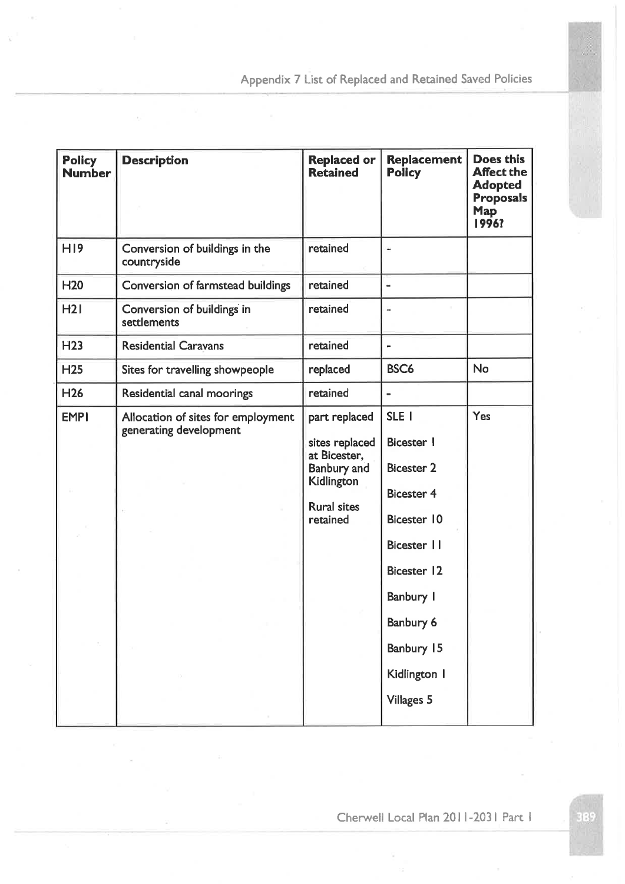| Policy Number | Description | Replaced or Retained | Replacement Policy | Does this Affect the Adopted Proposals Map 1996? |
|---|---|---|---|---|
| H19 | Conversion of buildings in the countryside | retained | - | |
| H20 | Conversion of farmstead buildings | retained | - | |
| H21 | Conversion of buildings in settlements | retained | - | |
| H23 | Residential Caravans | retained | - | |
| H25 | Sites for travelling showpeople | replaced | BSC6 | No |
| H26 | Residential canal moorings | retained | - | |
| EMP1 | Allocation of sites for employment generating development | part replaced<br><br>sites replaced at Bicester, Banbury and Kidlington<br><br>Rural sites retained | SLE 1<br><br>Bicester 1<br><br>Bicester 2<br><br>Bicester 4<br><br>Bicester 10<br><br>Bicester 11<br><br>Bicester 12<br><br>Banbury 1<br><br>Banbury 6<br><br>Banbury 15<br><br>Kidlington 1<br><br>Villages 5 | Yes |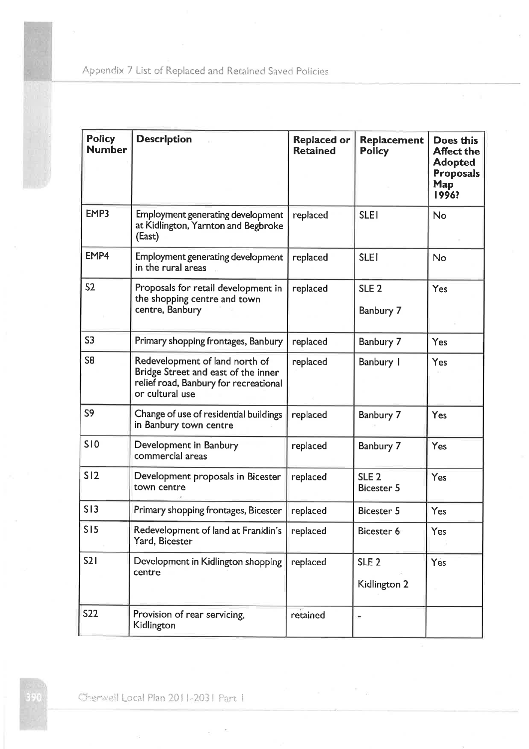| Policy Number | Description | Replaced or Retained | Replacement Policy | Does this Affect the Adopted Proposals Map 1996? |
|---|---|---|---|---|
| EMP3 | Employment generating development at Kidlington, Yarnton and Begbroke (East) | replaced | SLE1 | No |
| EMP4 | Employment generating development in the rural areas | replaced | SLE1 | No |
| S2 | Proposals for retail development in the shopping centre and town centre, Banbury | replaced | SLE 2<br><br>Banbury 7 | Yes |
| S3 | Primary shopping frontages, Banbury | replaced | Banbury 7 | Yes |
| S8 | Redevelopment of land north of Bridge Street and east of the inner relief road, Banbury for recreational or cultural use | replaced | Banbury 1 | Yes |
| S9 | Change of use of residential buildings in Banbury town centre | replaced | Banbury 7 | Yes |
| S10 | Development in Banbury commercial areas | replaced | Banbury 7 | Yes |
| S12 | Development proposals in Bicester town centre | replaced | SLE 2<br>Bicester 5 | Yes |
| S13 | Primary shopping frontages, Bicester | replaced | Bicester 5 | Yes |
| S15 | Redevelopment of land at Franklin's Yard, Bicester | replaced | Bicester 6 | Yes |
| S21 | Development in Kidlington shopping centre | replaced | SLE 2<br><br>Kidlington 2 | Yes |
| S22 | Provision of rear servicing, Kidlington | retained | - | |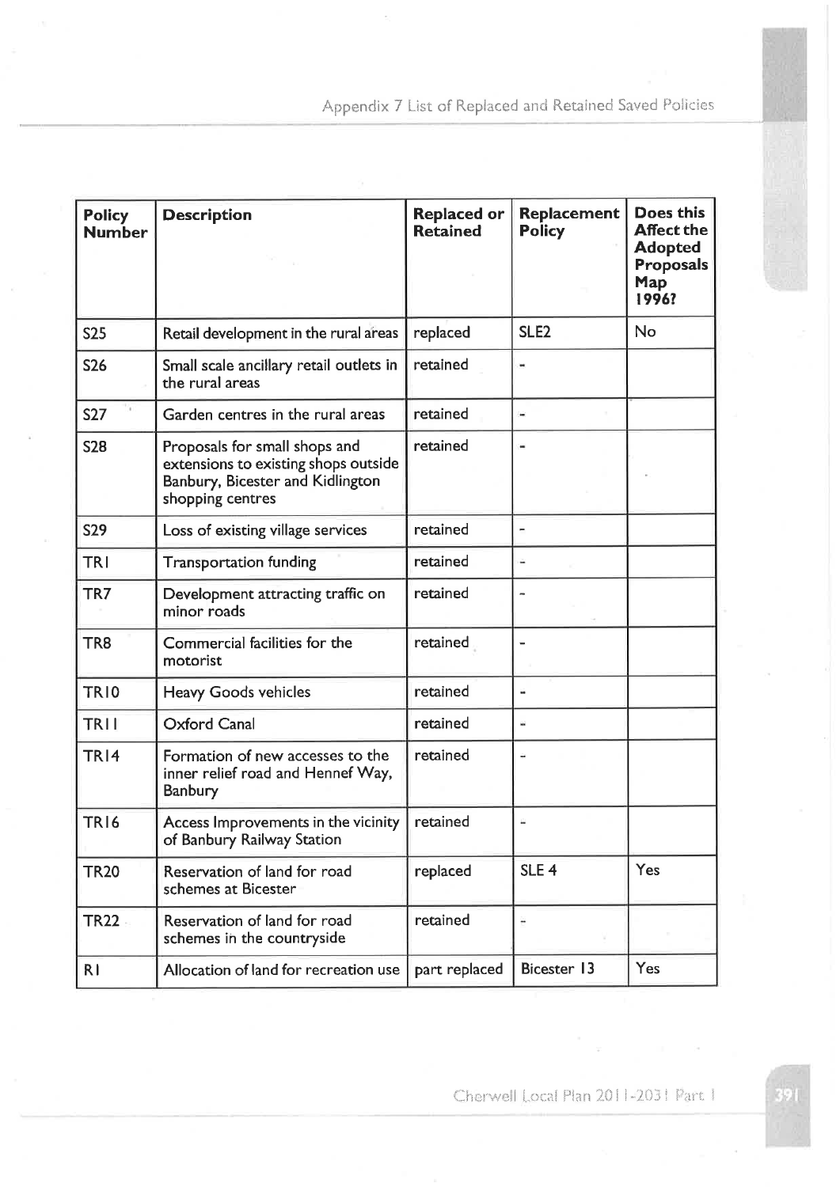| Policy Number | Description | Replaced or Retained | Replacement Policy | Does this Affect the Adopted Proposals Map 1996? |
|---|---|---|---|---|
| S25 | Retail development in the rural areas | replaced | SLE2 | No |
| S26 | Small scale ancillary retail outlets in the rural areas | retained | - | |
| S27 | Garden centres in the rural areas | retained | - | |
| S28 | Proposals for small shops and extensions to existing shops outside Banbury, Bicester and Kidlington shopping centres | retained | - | |
| S29 | Loss of existing village services | retained | - | |
| TR1 | Transportation funding | retained | - | |
| TR7 | Development attracting traffic on minor roads | retained | - | |
| TR8 | Commercial facilities for the motorist | retained | - | |
| TR10 | Heavy Goods vehicles | retained | - | |
| TR11 | Oxford Canal | retained | - | |
| TR14 | Formation of new accesses to the inner relief road and Hennef Way, Banbury | retained | - | |
| TR16 | Access Improvements in the vicinity of Banbury Railway Station | retained | - | |
| TR20 | Reservation of land for road schemes at Bicester | replaced | SLE 4 | Yes |
| TR22 | Reservation of land for road schemes in the countryside | retained | - | |
| R1 | Allocation of land for recreation use | part replaced | Bicester 13 | Yes |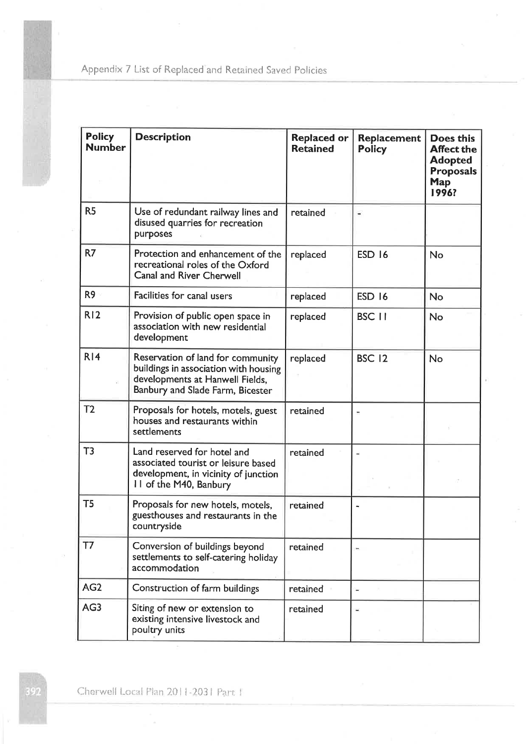| Policy Number | Description | Replaced or Retained | Replacement Policy | Does this Affect the Adopted Proposals Map 1996? |
|---|---|---|---|---|
| R5 | Use of redundant railway lines and disused quarries for recreation purposes | retained | - | |
| R7 | Protection and enhancement of the recreational roles of the Oxford Canal and River Cherwell | replaced | ESD 16 | No |
| R9 | Facilities for canal users | replaced | ESD 16 | No |
| R12 | Provision of public open space in association with new residential development | replaced | BSC 11 | No |
| R14 | Reservation of land for community buildings in association with housing developments at Hanwell Fields, Banbury and Slade Farm, Bicester | replaced | BSC 12 | No |
| T2 | Proposals for hotels, motels, guest houses and restaurants within settlements | retained | - | |
| T3 | Land reserved for hotel and associated tourist or leisure based development, in vicinity of junction 11 of the M40, Banbury | retained | - | |
| T5 | Proposals for new hotels, motels, guesthouses and restaurants in the countryside | retained | - | |
| T7 | Conversion of buildings beyond settlements to self-catering holiday accommodation | retained | - | |
| AG2 | Construction of farm buildings | retained | - | |
| AG3 | Siting of new or extension to existing intensive livestock and poultry units | retained | - | |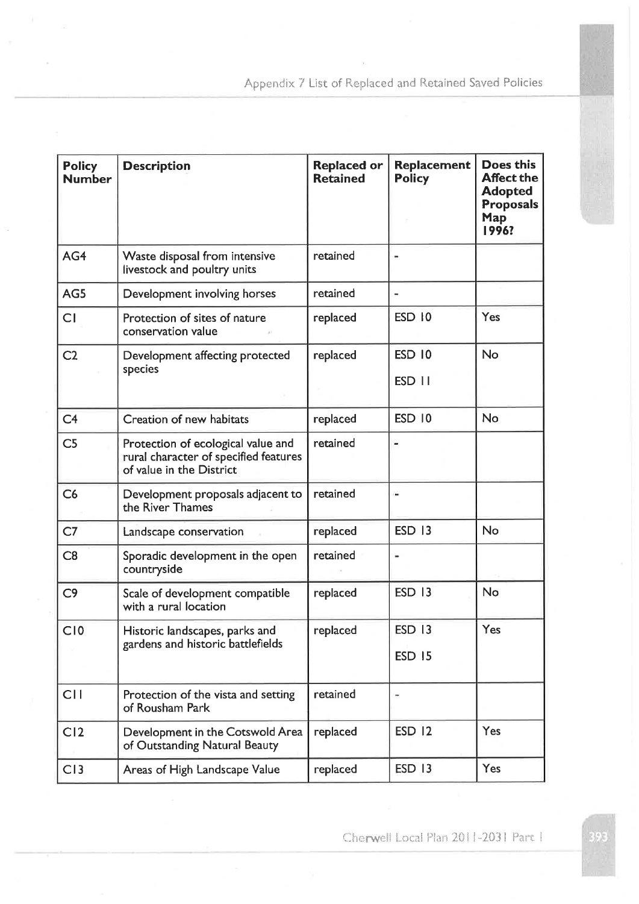| Policy Number | Description | Replaced or Retained | Replacement Policy | Does this Affect the Adopted Proposals Map 1996? |
| --- | --- | --- | --- | --- |
| AG4 | Waste disposal from intensive livestock and poultry units | retained | - | |
| AG5 | Development involving horses | retained | - | |
| C1 | Protection of sites of nature conservation value | replaced | ESD 10 | Yes |
| C2 | Development affecting protected species | replaced | ESD 10<br>ESD 11 | No |
| C4 | Creation of new habitats | replaced | ESD 10 | No |
| C5 | Protection of ecological value and rural character of specified features of value in the District | retained | - | |
| C6 | Development proposals adjacent to the River Thames | retained | - | |
| C7 | Landscape conservation | replaced | ESD 13 | No |
| C8 | Sporadic development in the open countryside | retained | - | |
| C9 | Scale of development compatible with a rural location | replaced | ESD 13 | No |
| C10 | Historic landscapes, parks and gardens and historic battlefields | replaced | ESD 13<br>ESD 15 | Yes |
| C11 | Protection of the vista and setting of Rousham Park | retained | - | |
| C12 | Development in the Cotswold Area of Outstanding Natural Beauty | replaced | ESD 12 | Yes |
| C13 | Areas of High Landscape Value | replaced | ESD 13 | Yes |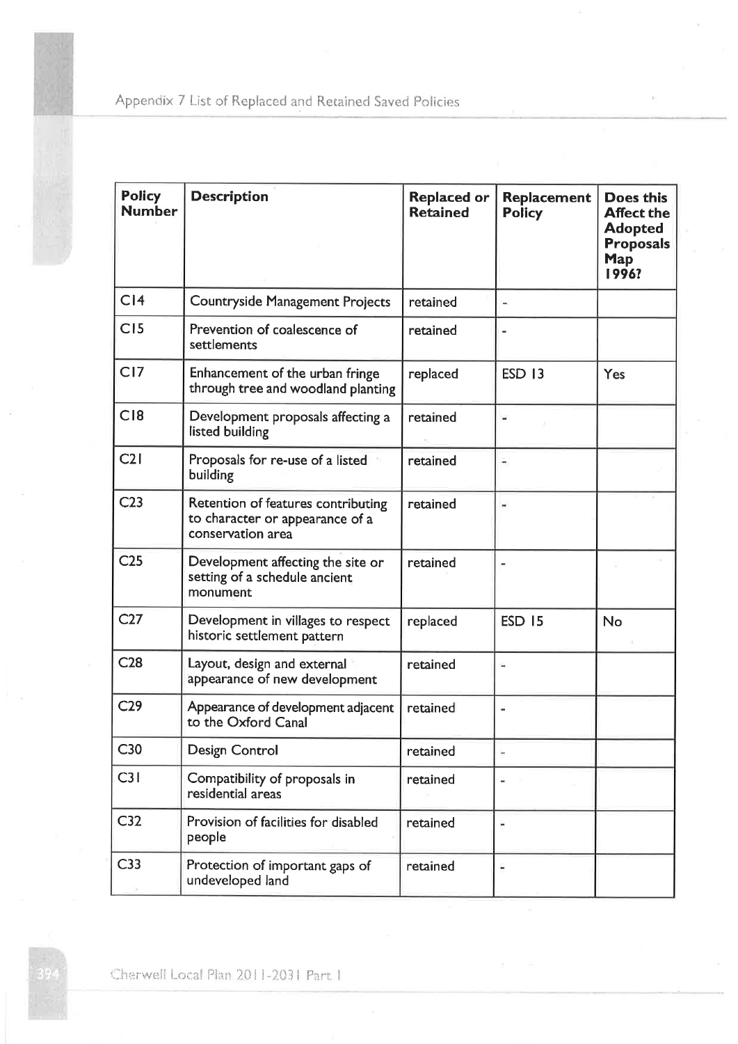| Policy Number | Description | Replaced or Retained | Replacement Policy | Does this Affect the Adopted Proposals Map 1996? |
|---|---|---|---|---|
| C14 | Countryside Management Projects | retained | - | |
| C15 | Prevention of coalescence of settlements | retained | - | |
| C17 | Enhancement of the urban fringe through tree and woodland planting | replaced | ESD 13 | Yes |
| C18 | Development proposals affecting a listed building | retained | - | |
| C21 | Proposals for re-use of a listed building | retained | - | |
| C23 | Retention of features contributing to character or appearance of a conservation area | retained | - | |
| C25 | Development affecting the site or setting of a schedule ancient monument | retained | - | |
| C27 | Development in villages to respect historic settlement pattern | replaced | ESD 15 | No |
| C28 | Layout, design and external appearance of new development | retained | - | |
| C29 | Appearance of development adjacent to the Oxford Canal | retained | - | |
| C30 | Design Control | retained | - | |
| C31 | Compatibility of proposals in residential areas | retained | - | |
| C32 | Provision of facilities for disabled people | retained | - | |
| C33 | Protection of important gaps of undeveloped land | retained | - | |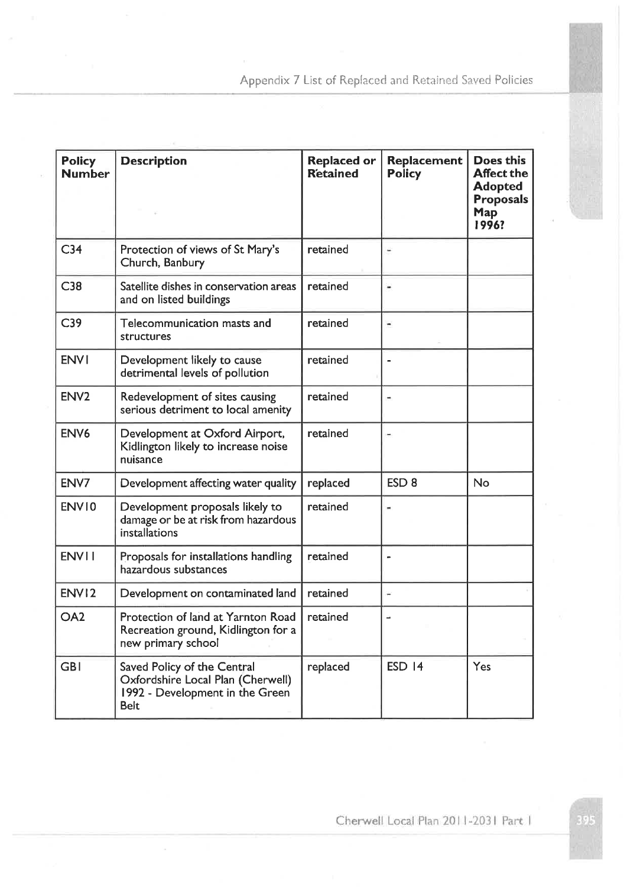| Policy Number | Description | Replaced or Retained | Replacement Policy | Does this Affect the Adopted Proposals Map 1996? |
|---|---|---|---|---|
| C34 | Protection of views of St Mary's Church, Banbury | retained | - | |
| C38 | Satellite dishes in conservation areas and on listed buildings | retained | - | |
| C39 | Telecommunication masts and structures | retained | - | |
| ENV1 | Development likely to cause detrimental levels of pollution | retained | - | |
| ENV2 | Redevelopment of sites causing serious detriment to local amenity | retained | - | |
| ENV6 | Development at Oxford Airport, Kidlington likely to increase noise nuisance | retained | - | |
| ENV7 | Development affecting water quality | replaced | ESD 8 | No |
| ENV10 | Development proposals likely to damage or be at risk from hazardous installations | retained | - | |
| ENV11 | Proposals for installations handling hazardous substances | retained | - | |
| ENV12 | Development on contaminated land | retained | - | |
| OA2 | Protection of land at Yarnton Road Recreation ground, Kidlington for a new primary school | retained | - | |
| GB1 | Saved Policy of the Central Oxfordshire Local Plan (Cherwell) 1992 - Development in the Green Belt | replaced | ESD 14 | Yes |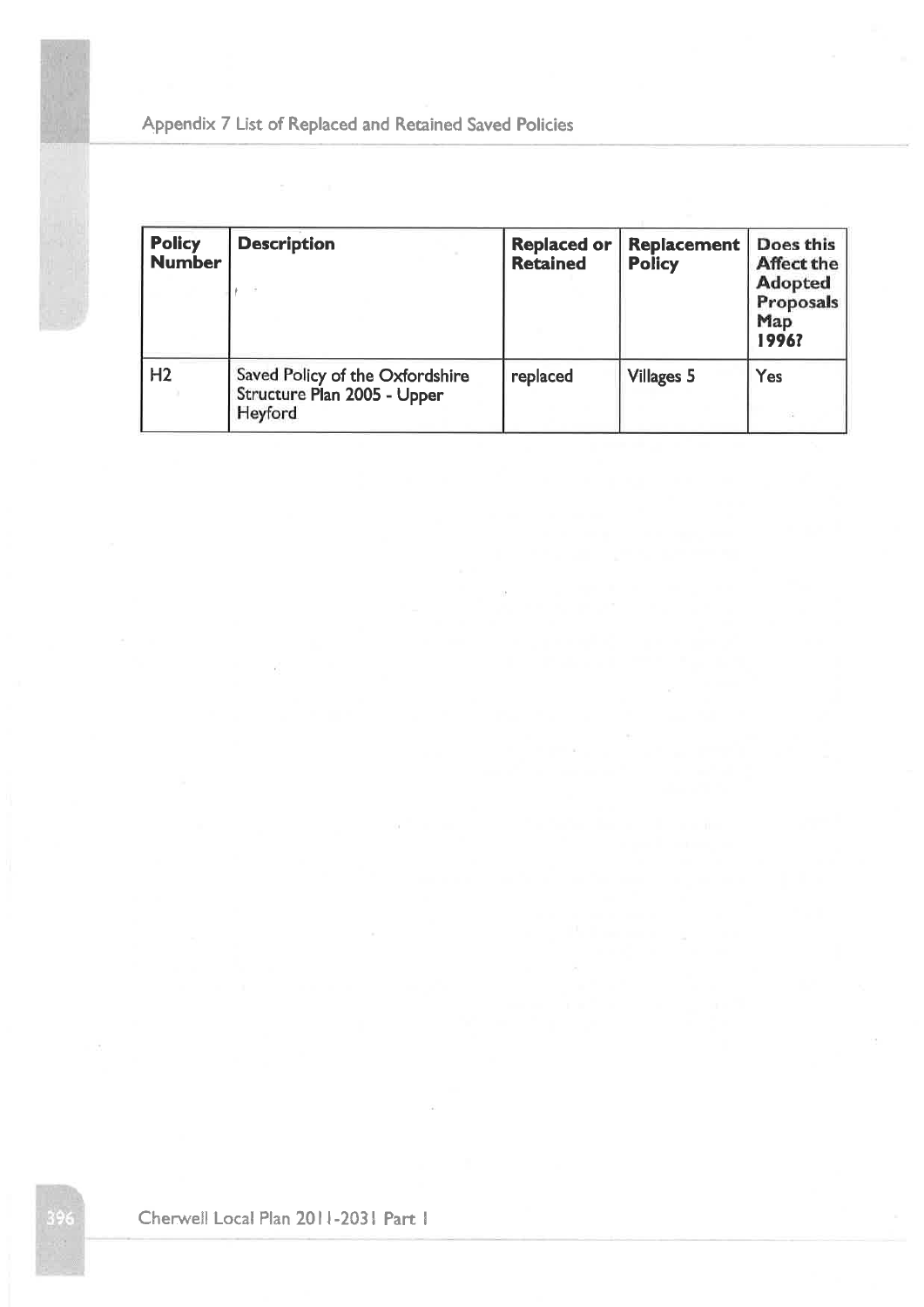| Policy Number | Description | Replaced or Retained | Replacement Policy | Does this Affect the Adopted Proposals Map 1996? |
|---|---|---|---|---|
| H2 | Saved Policy of the Oxfordshire Structure Plan 2005 - Upper Heyford | replaced | Villages 5 | Yes |